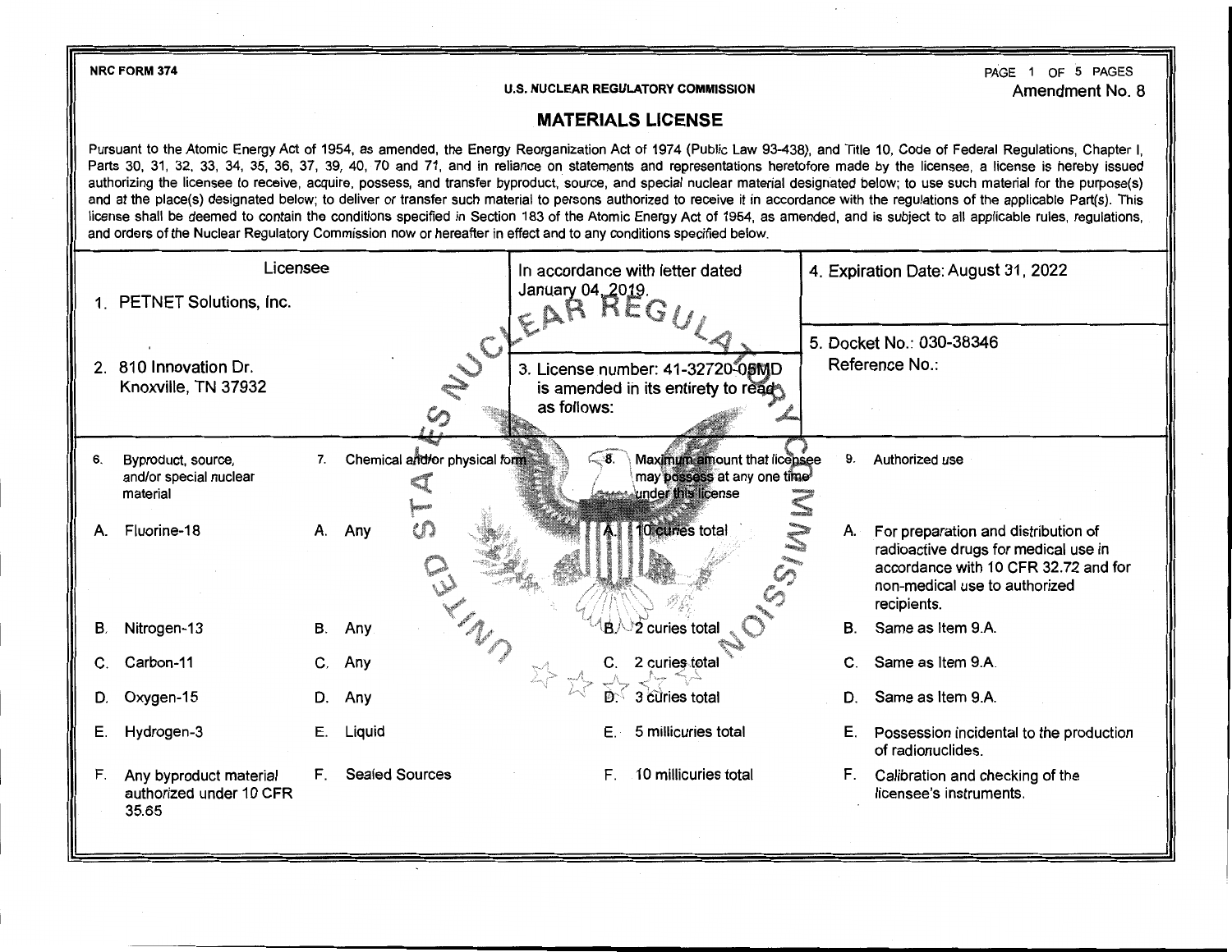NRC FORM 374

U.S. NUCLEAR REGULATORY COMMISSION

Amendment No. 8

# MATERIALS LICENSE

Pursuant to the Atomic Energy Act of 1954, as amended, the Energy Reorganization Act of 1974 (Public Law 93-438), and Title 10, Code of Federal Regulations, Chapter I, Parts 30, 31, 32, 33, 34, 35, 36, 37, 39, 40, 70 and 71, and in reliance on statements and representations heretofore made by the licensee, a license is hereby issued authorizing the licensee to receive, acquire, possess, and transfer byproduct, source, and special nuclear material designated below; to use such material for the purpose(s) and at the place(s) designated below; to deliver or transfer such material to persons authorized to receive it in accordance with the regulations of the applicable Part(s). This license shall be deemed to contain the conditions specified in Section 183 of the Atomic Energy Act of 1954, as amended, and is subject to all applicable rules, regulations, and orders of the Nuclear Regulatory Commission now or hereafter in effect and to any conditions specified below.

| Licensee | In accordance with letter dated January 04, 2019. | 4. Expiration Date: August 31, 2022 |
|---|---|---|
| 1. PETNET Solutions, Inc. | | 5. Docket No.: 030-38346 Reference No.: |
| 2. 810 Innovation Dr. Knoxville, TN 37932 | 3. License number: 41-32720-05MD is amended in its entirety to read as follows: | |

| 6. Byproduct, source, and/or special nuclear material | 7. Chemical and/or physical form | 8. Maximum amount that licensee may possess at any one time under this license | 9. Authorized use |
|---|---|---|---|
| A. Fluorine-18 | A. Any | A. 10 curies total | A. For preparation and distribution of radioactive drugs for medical use in accordance with 10 CFR 32.72 and for non-medical use to authorized recipients. |
| B. Nitrogen-13 | B. Any | B. 2 curies total | B. Same as Item 9.A. |
| C. Carbon-11 | C. Any | C. 2 curies total | C. Same as Item 9.A. |
| D. Oxygen-15 | D. Any | D. 3 curies total | D. Same as Item 9.A. |
| E. Hydrogen-3 | E. Liquid | E. 5 millicuries total | E. Possession incidental to the production of radionuclides. |
| F. Any byproduct material authorized under 10 CFR 35.65 | F. Sealed Sources | F. 10 millicuries total | F. Calibration and checking of the licensee's instruments. |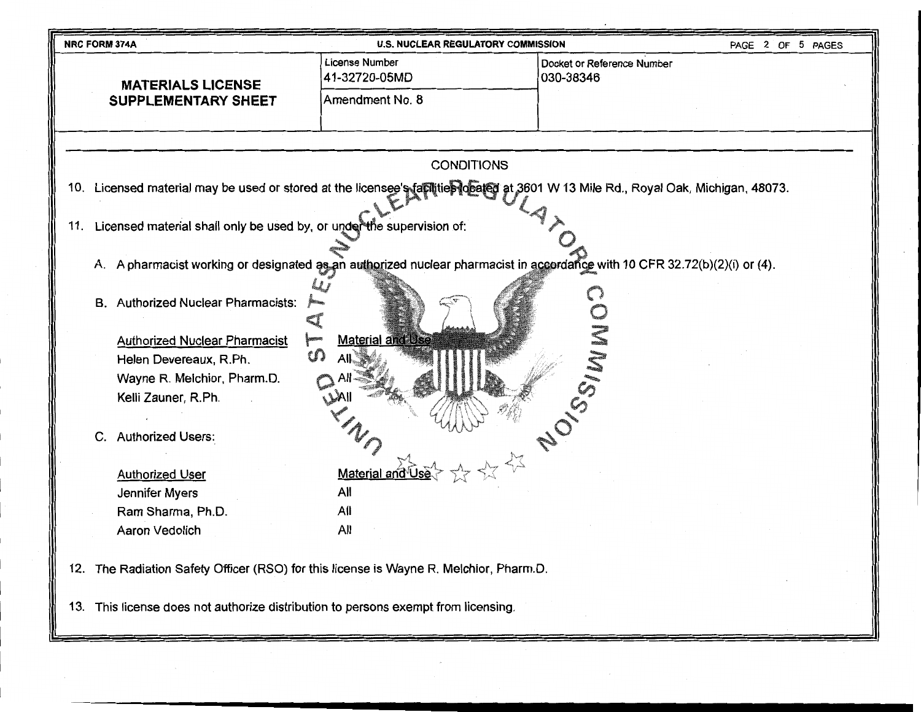NRC FORM 374A — U.S. NUCLEAR REGULATORY COMMISSION

| **MATERIALS LICENSE SUPPLEMENTARY SHEET** | License Number 41-32720-05MD | Docket or Reference Number 030-38346 |
|---|---|---|
| | Amendment No. 8 | |

## CONDITIONS

10. Licensed material may be used or stored at the licensee's facilities located at 3601 W 13 Mile Rd., Royal Oak, Michigan, 48073.

11. Licensed material shall only be used by, or under the supervision of:

    A. A pharmacist working or designated as an authorized nuclear pharmacist in accordance with 10 CFR 32.72(b)(2)(i) or (4).

    B. Authorized Nuclear Pharmacists:

    | Authorized Nuclear Pharmacist | Material and Use |
    |---|---|
    | Helen Devereaux, R.Ph. | All |
    | Wayne R. Melchior, Pharm.D. | All |
    | Kelli Zauner, R.Ph. | All |

    C. Authorized Users:

    | Authorized User | Material and Use |
    |---|---|
    | Jennifer Myers | All |
    | Ram Sharma, Ph.D. | All |
    | Aaron Vedolich | All |

12. The Radiation Safety Officer (RSO) for this license is Wayne R. Melchior, Pharm.D.

13. This license does not authorize distribution to persons exempt from licensing.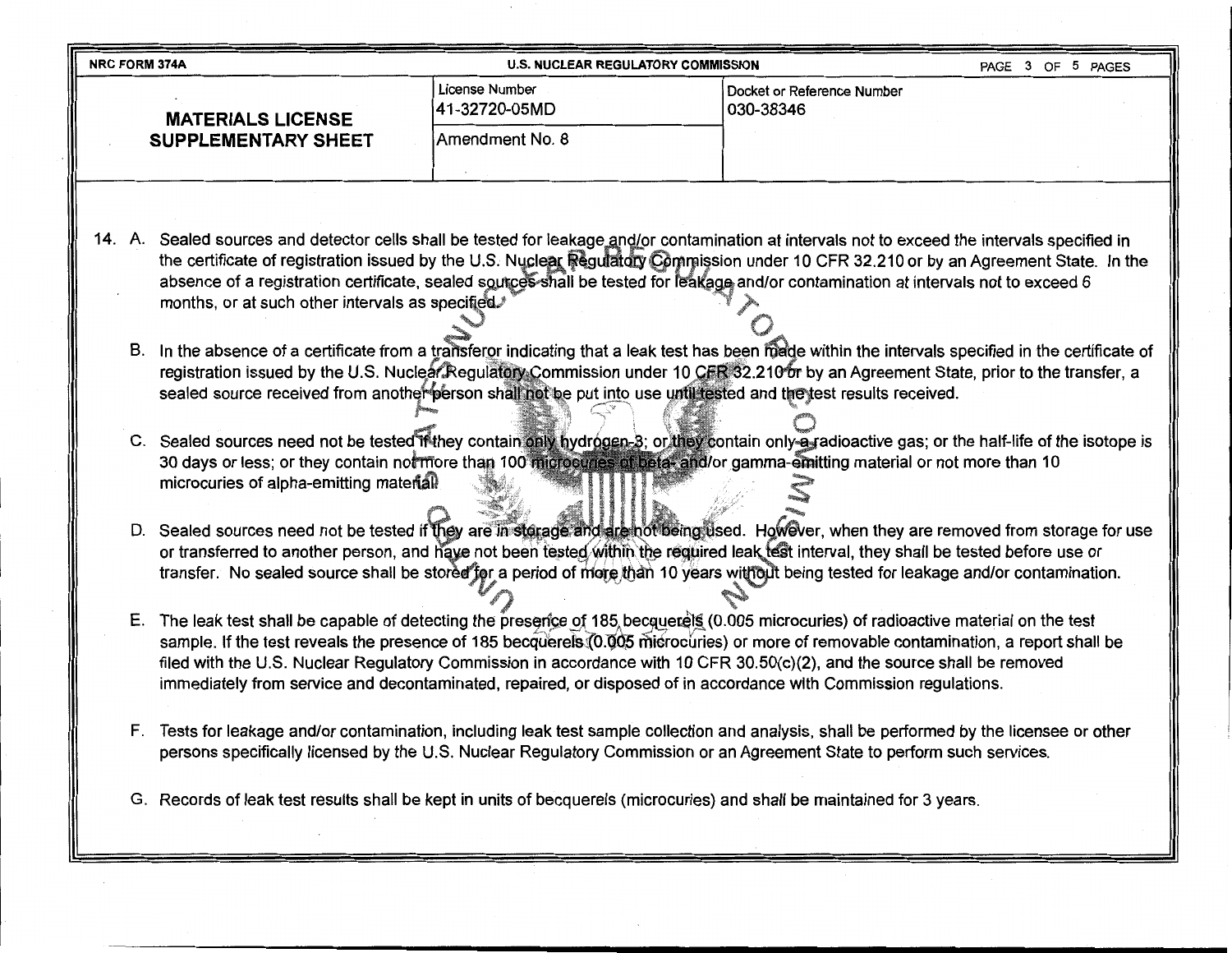| NRC FORM 374A | U.S. NUCLEAR REGULATORY COMMISSION | |
|---|---|---|
| **MATERIALS LICENSE SUPPLEMENTARY SHEET** | License Number 41-32720-05MD | Docket or Reference Number 030-38346 |
| | Amendment No. 8 | |

14. A. Sealed sources and detector cells shall be tested for leakage and/or contamination at intervals not to exceed the intervals specified in the certificate of registration issued by the U.S. Nuclear Regulatory Commission under 10 CFR 32.210 or by an Agreement State. In the absence of a registration certificate, sealed sources shall be tested for leakage and/or contamination at intervals not to exceed 6 months, or at such other intervals as specified.

    B. In the absence of a certificate from a transferor indicating that a leak test has been made within the intervals specified in the certificate of registration issued by the U.S. Nuclear Regulatory Commission under 10 CFR 32.210 or by an Agreement State, prior to the transfer, a sealed source received from another person shall not be put into use until tested and the test results received.

    C. Sealed sources need not be tested if they contain only hydrogen-3; or they contain only a radioactive gas; or the half-life of the isotope is 30 days or less; or they contain not more than 100 microcuries of beta- and/or gamma-emitting material or not more than 10 microcuries of alpha-emitting material.

    D. Sealed sources need not be tested if they are in storage and are not being used. However, when they are removed from storage for use or transferred to another person, and have not been tested within the required leak test interval, they shall be tested before use or transfer. No sealed source shall be stored for a period of more than 10 years without being tested for leakage and/or contamination.

    E. The leak test shall be capable of detecting the presence of 185 becquerels (0.005 microcuries) of radioactive material on the test sample. If the test reveals the presence of 185 becquerels (0.005 microcuries) or more of removable contamination, a report shall be filed with the U.S. Nuclear Regulatory Commission in accordance with 10 CFR 30.50(c)(2), and the source shall be removed immediately from service and decontaminated, repaired, or disposed of in accordance with Commission regulations.

    F. Tests for leakage and/or contamination, including leak test sample collection and analysis, shall be performed by the licensee or other persons specifically licensed by the U.S. Nuclear Regulatory Commission or an Agreement State to perform such services.

    G. Records of leak test results shall be kept in units of becquerels (microcuries) and shall be maintained for 3 years.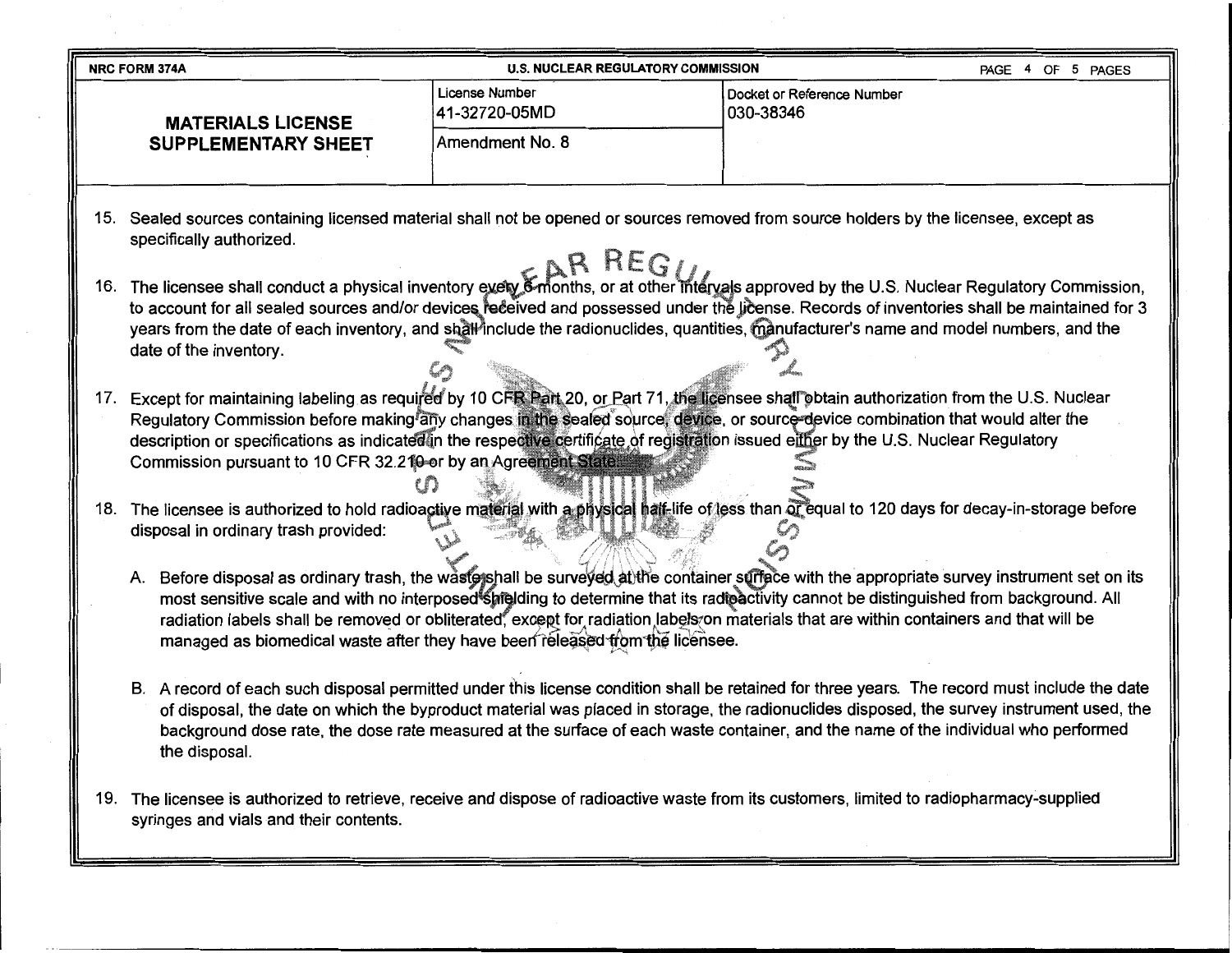| NRC FORM 374A | U.S. NUCLEAR REGULATORY COMMISSION | |
| --- | --- | --- |
| **MATERIALS LICENSE SUPPLEMENTARY SHEET** | License Number 41-32720-05MD | Docket or Reference Number 030-38346 |
| | Amendment No. 8 | |

15. Sealed sources containing licensed material shall not be opened or sources removed from source holders by the licensee, except as specifically authorized.

16. The licensee shall conduct a physical inventory every 6 months, or at other intervals approved by the U.S. Nuclear Regulatory Commission, to account for all sealed sources and/or devices received and possessed under the license. Records of inventories shall be maintained for 3 years from the date of each inventory, and shall include the radionuclides, quantities, manufacturer's name and model numbers, and the date of the inventory.

17. Except for maintaining labeling as required by 10 CFR Part 20, or Part 71, the licensee shall obtain authorization from the U.S. Nuclear Regulatory Commission before making any changes in the sealed source, device, or source-device combination that would alter the description or specifications as indicated in the respective certificate of registration issued either by the U.S. Nuclear Regulatory Commission pursuant to 10 CFR 32.210 or by an Agreement State.

18. The licensee is authorized to hold radioactive material with a physical half-life of less than or equal to 120 days for decay-in-storage before disposal in ordinary trash provided:

    A. Before disposal as ordinary trash, the waste shall be surveyed at the container surface with the appropriate survey instrument set on its most sensitive scale and with no interposed shielding to determine that its radioactivity cannot be distinguished from background. All radiation labels shall be removed or obliterated, except for radiation labels on materials that are within containers and that will be managed as biomedical waste after they have been released from the licensee.

    B. A record of each such disposal permitted under this license condition shall be retained for three years. The record must include the date of disposal, the date on which the byproduct material was placed in storage, the radionuclides disposed, the survey instrument used, the background dose rate, the dose rate measured at the surface of each waste container, and the name of the individual who performed the disposal.

19. The licensee is authorized to retrieve, receive and dispose of radioactive waste from its customers, limited to radiopharmacy-supplied syringes and vials and their contents.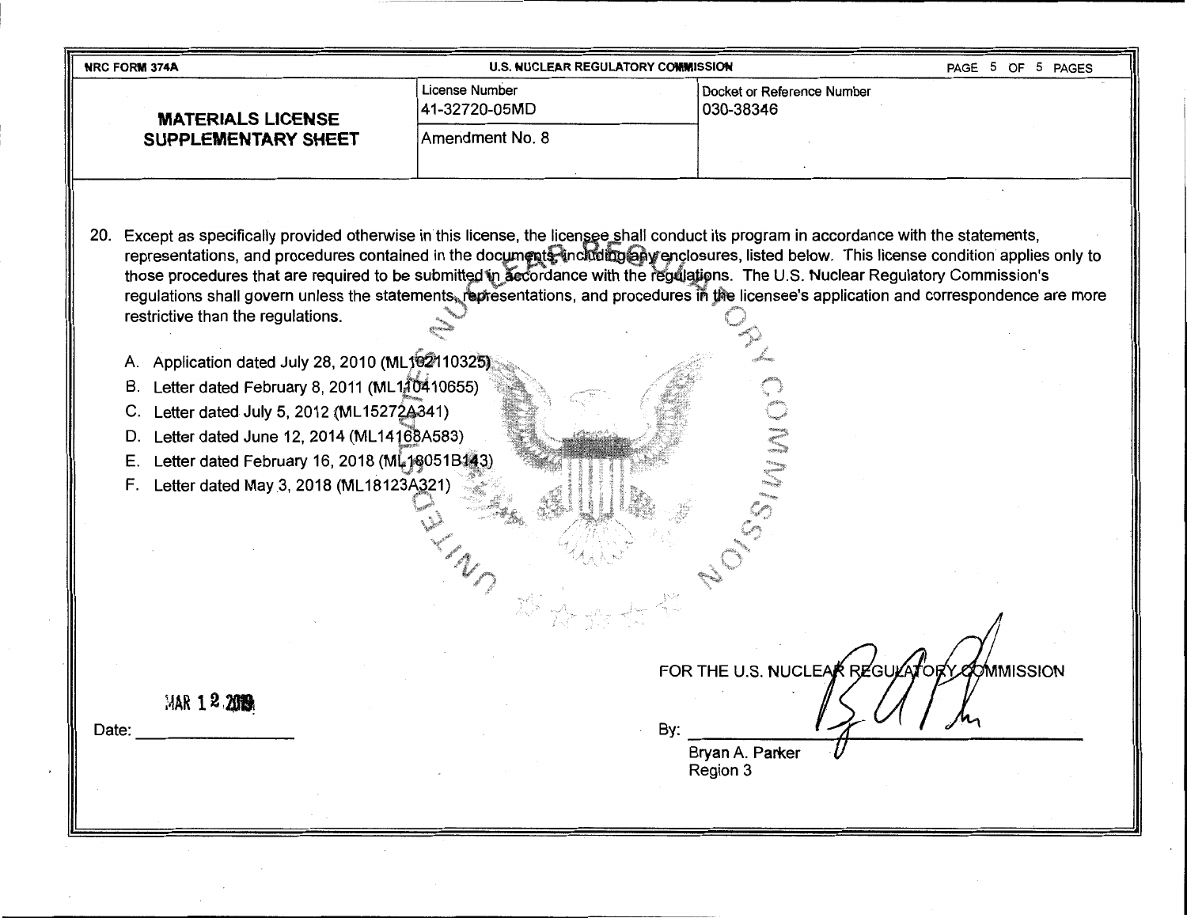| NRC FORM 374A | U.S. NUCLEAR REGULATORY COMMISSION | |
|---|---|---|
| **MATERIALS LICENSE SUPPLEMENTARY SHEET** | License Number 41-32720-05MD | Docket or Reference Number 030-38346 |
| | Amendment No. 8 | |

20. Except as specifically provided otherwise in this license, the licensee shall conduct its program in accordance with the statements, representations, and procedures contained in the documents, including any enclosures, listed below. This license condition applies only to those procedures that are required to be submitted in accordance with the regulations. The U.S. Nuclear Regulatory Commission's regulations shall govern unless the statements, representations, and procedures in the licensee's application and correspondence are more restrictive than the regulations.

    A. Application dated July 28, 2010 (ML102110325)
    B. Letter dated February 8, 2011 (ML110410655)
    C. Letter dated July 5, 2012 (ML15272A341)
    D. Letter dated June 12, 2014 (ML14168A583)
    E. Letter dated February 16, 2018 (ML18051B143)
    F. Letter dated May 3, 2018 (ML18123A321)

FOR THE U.S. NUCLEAR REGULATORY COMMISSION

Date: MAR 12 2019

By: Bryan A. Parker
Region 3